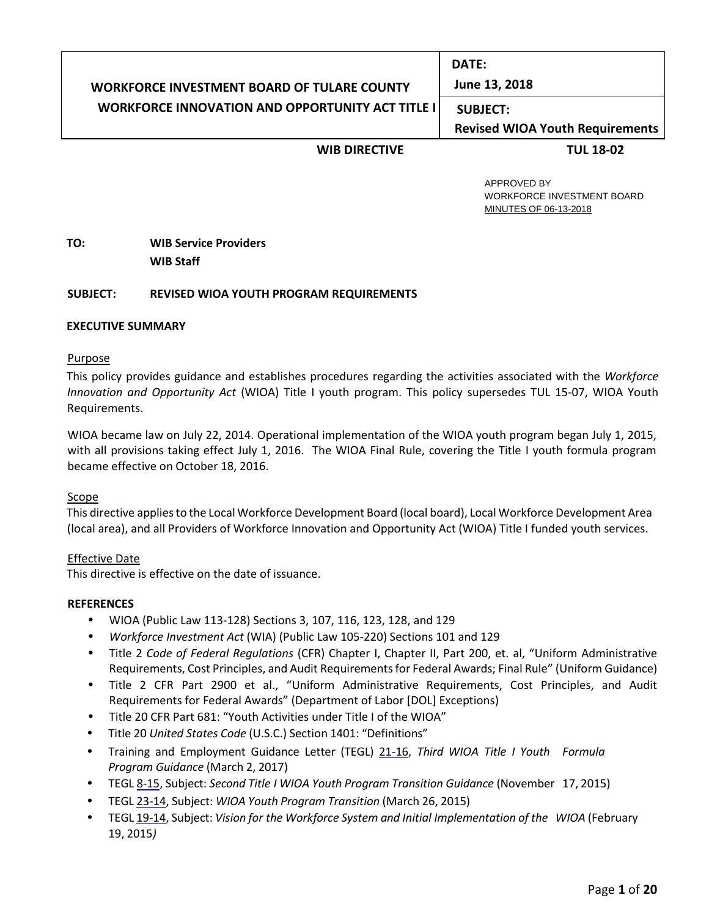| WORKFORCE INVESTMENT BOARD OF TULARE COUNTY<br>WORKFORCE INNOVATION AND OPPORTUNITY ACT TITLE I | **DATE:**<br>**June 13, 2018** |
|---|---|
| | **SUBJECT:**<br>**Revised WIOA Youth Requirements** |

**WIB DIRECTIVE** **TUL 18-02**

APPROVED BY
WORKFORCE INVESTMENT BOARD
MINUTES OF 06-13-2018

**TO:** **WIB Service Providers**
**WIB Staff**

**SUBJECT:** **REVISED WIOA YOUTH PROGRAM REQUIREMENTS**

## EXECUTIVE SUMMARY

### Purpose

This policy provides guidance and establishes procedures regarding the activities associated with the *Workforce Innovation and Opportunity Act* (WIOA) Title I youth program. This policy supersedes TUL 15-07, WIOA Youth Requirements.

WIOA became law on July 22, 2014. Operational implementation of the WIOA youth program began July 1, 2015, with all provisions taking effect July 1, 2016. The WIOA Final Rule, covering the Title I youth formula program became effective on October 18, 2016.

### Scope

This directive applies to the Local Workforce Development Board (local board), Local Workforce Development Area (local area), and all Providers of Workforce Innovation and Opportunity Act (WIOA) Title I funded youth services.

### Effective Date

This directive is effective on the date of issuance.

## REFERENCES

- WIOA (Public Law 113-128) Sections 3, 107, 116, 123, 128, and 129
- *Workforce Investment Act* (WIA) (Public Law 105-220) Sections 101 and 129
- Title 2 *Code of Federal Regulations* (CFR) Chapter I, Chapter II, Part 200, et. al, "Uniform Administrative Requirements, Cost Principles, and Audit Requirements for Federal Awards; Final Rule" (Uniform Guidance)
- Title 2 CFR Part 2900 et al., "Uniform Administrative Requirements, Cost Principles, and Audit Requirements for Federal Awards" (Department of Labor [DOL] Exceptions)
- Title 20 CFR Part 681: "Youth Activities under Title I of the WIOA"
- Title 20 *United States Code* (U.S.C.) Section 1401: "Definitions"
- Training and Employment Guidance Letter (TEGL) 21-16, *Third WIOA Title I Youth Formula Program Guidance* (March 2, 2017)
- TEGL 8-15, Subject: *Second Title I WIOA Youth Program Transition Guidance* (November 17, 2015)
- TEGL 23-14, Subject: *WIOA Youth Program Transition* (March 26, 2015)
- TEGL 19-14, Subject: *Vision for the Workforce System and Initial Implementation of the WIOA* (February 19, 2015)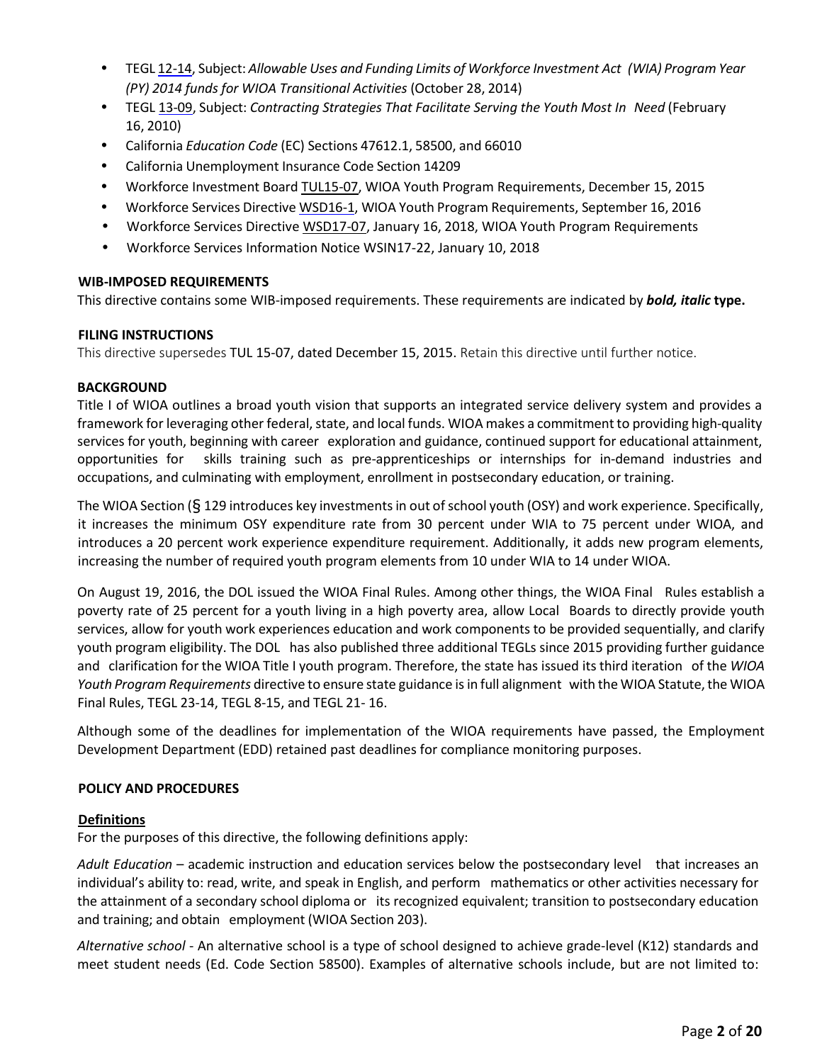- TEGL 12-14, Subject: *Allowable Uses and Funding Limits of Workforce Investment Act (WIA) Program Year (PY) 2014 funds for WIOA Transitional Activities* (October 28, 2014)
- TEGL 13-09, Subject: *Contracting Strategies That Facilitate Serving the Youth Most In Need* (February 16, 2010)
- California *Education Code* (EC) Sections 47612.1, 58500, and 66010
- California Unemployment Insurance Code Section 14209
- Workforce Investment Board TUL15-07, WIOA Youth Program Requirements, December 15, 2015
- Workforce Services Directive WSD16-1, WIOA Youth Program Requirements, September 16, 2016
- Workforce Services Directive WSD17-07, January 16, 2018, WIOA Youth Program Requirements
- Workforce Services Information Notice WSIN17-22, January 10, 2018

**WIB-IMPOSED REQUIREMENTS**

This directive contains some WIB-imposed requirements. These requirements are indicated by ***bold, italic*** **type.**

**FILING INSTRUCTIONS**

This directive supersedes TUL 15-07, dated December 15, 2015. Retain this directive until further notice.

**BACKGROUND**

Title I of WIOA outlines a broad youth vision that supports an integrated service delivery system and provides a framework for leveraging other federal, state, and local funds. WIOA makes a commitment to providing high-quality services for youth, beginning with career exploration and guidance, continued support for educational attainment, opportunities for skills training such as pre-apprenticeships or internships for in-demand industries and occupations, and culminating with employment, enrollment in postsecondary education, or training.

The WIOA Section (§ 129 introduces key investments in out of school youth (OSY) and work experience. Specifically, it increases the minimum OSY expenditure rate from 30 percent under WIA to 75 percent under WIOA, and introduces a 20 percent work experience expenditure requirement. Additionally, it adds new program elements, increasing the number of required youth program elements from 10 under WIA to 14 under WIOA.

On August 19, 2016, the DOL issued the WIOA Final Rules. Among other things, the WIOA Final Rules establish a poverty rate of 25 percent for a youth living in a high poverty area, allow Local Boards to directly provide youth services, allow for youth work experiences education and work components to be provided sequentially, and clarify youth program eligibility. The DOL has also published three additional TEGLs since 2015 providing further guidance and clarification for the WIOA Title I youth program. Therefore, the state has issued its third iteration of the *WIOA Youth Program Requirements* directive to ensure state guidance is in full alignment with the WIOA Statute, the WIOA Final Rules, TEGL 23-14, TEGL 8-15, and TEGL 21- 16.

Although some of the deadlines for implementation of the WIOA requirements have passed, the Employment Development Department (EDD) retained past deadlines for compliance monitoring purposes.

**POLICY AND PROCEDURES**

**Definitions**

For the purposes of this directive, the following definitions apply:

*Adult Education* – academic instruction and education services below the postsecondary level that increases an individual's ability to: read, write, and speak in English, and perform mathematics or other activities necessary for the attainment of a secondary school diploma or its recognized equivalent; transition to postsecondary education and training; and obtain employment (WIOA Section 203).

*Alternative school* - An alternative school is a type of school designed to achieve grade-level (K12) standards and meet student needs (Ed. Code Section 58500). Examples of alternative schools include, but are not limited to: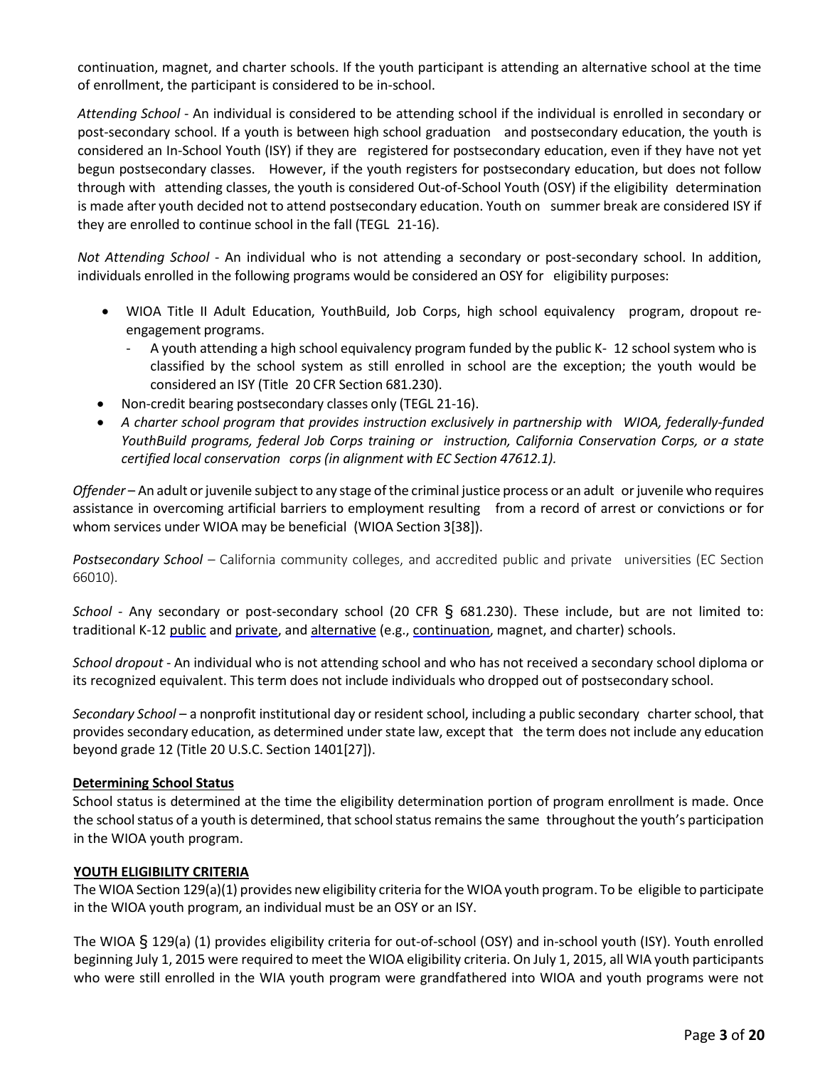continuation, magnet, and charter schools. If the youth participant is attending an alternative school at the time of enrollment, the participant is considered to be in-school.

*Attending School* - An individual is considered to be attending school if the individual is enrolled in secondary or post-secondary school. If a youth is between high school graduation and postsecondary education, the youth is considered an In-School Youth (ISY) if they are registered for postsecondary education, even if they have not yet begun postsecondary classes. However, if the youth registers for postsecondary education, but does not follow through with attending classes, the youth is considered Out-of-School Youth (OSY) if the eligibility determination is made after youth decided not to attend postsecondary education. Youth on summer break are considered ISY if they are enrolled to continue school in the fall (TEGL 21-16).

*Not Attending School* - An individual who is not attending a secondary or post-secondary school. In addition, individuals enrolled in the following programs would be considered an OSY for eligibility purposes:

- WIOA Title II Adult Education, YouthBuild, Job Corps, high school equivalency program, dropout re-engagement programs.
  - A youth attending a high school equivalency program funded by the public K- 12 school system who is classified by the school system as still enrolled in school are the exception; the youth would be considered an ISY (Title 20 CFR Section 681.230).
- Non-credit bearing postsecondary classes only (TEGL 21-16).
- *A charter school program that provides instruction exclusively in partnership with WIOA, federally-funded YouthBuild programs, federal Job Corps training or instruction, California Conservation Corps, or a state certified local conservation corps (in alignment with EC Section 47612.1).*

*Offender* – An adult or juvenile subject to any stage of the criminal justice process or an adult or juvenile who requires assistance in overcoming artificial barriers to employment resulting from a record of arrest or convictions or for whom services under WIOA may be beneficial (WIOA Section 3[38]).

*Postsecondary School* – California community colleges, and accredited public and private universities (EC Section 66010).

*School* - Any secondary or post-secondary school (20 CFR § 681.230). These include, but are not limited to: traditional K-12 public and private, and alternative (e.g., continuation, magnet, and charter) schools.

*School dropout* - An individual who is not attending school and who has not received a secondary school diploma or its recognized equivalent. This term does not include individuals who dropped out of postsecondary school.

*Secondary School* – a nonprofit institutional day or resident school, including a public secondary charter school, that provides secondary education, as determined under state law, except that the term does not include any education beyond grade 12 (Title 20 U.S.C. Section 1401[27]).

**Determining School Status**

School status is determined at the time the eligibility determination portion of program enrollment is made. Once the school status of a youth is determined, that school status remains the same throughout the youth's participation in the WIOA youth program.

**YOUTH ELIGIBILITY CRITERIA**

The WIOA Section 129(a)(1) provides new eligibility criteria for the WIOA youth program. To be eligible to participate in the WIOA youth program, an individual must be an OSY or an ISY.

The WIOA § 129(a) (1) provides eligibility criteria for out-of-school (OSY) and in-school youth (ISY). Youth enrolled beginning July 1, 2015 were required to meet the WIOA eligibility criteria. On July 1, 2015, all WIA youth participants who were still enrolled in the WIA youth program were grandfathered into WIOA and youth programs were not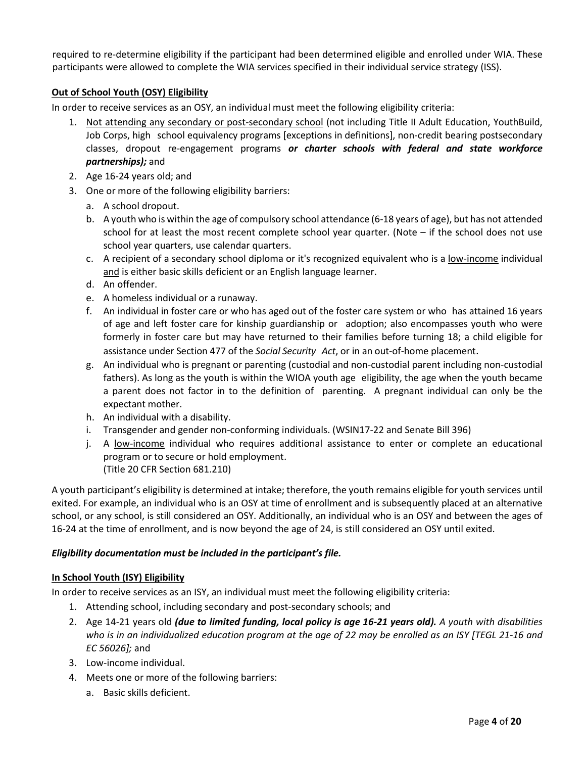required to re-determine eligibility if the participant had been determined eligible and enrolled under WIA. These participants were allowed to complete the WIA services specified in their individual service strategy (ISS).

**Out of School Youth (OSY) Eligibility**

In order to receive services as an OSY, an individual must meet the following eligibility criteria:

1. Not attending any secondary or post-secondary school (not including Title II Adult Education, YouthBuild, Job Corps, high school equivalency programs [exceptions in definitions], non-credit bearing postsecondary classes, dropout re-engagement programs ***or charter schools with federal and state workforce partnerships);*** and
2. Age 16-24 years old; and
3. One or more of the following eligibility barriers:
   a. A school dropout.
   b. A youth who is within the age of compulsory school attendance (6-18 years of age), but has not attended school for at least the most recent complete school year quarter. (Note – if the school does not use school year quarters, use calendar quarters.
   c. A recipient of a secondary school diploma or it's recognized equivalent who is a low-income individual and is either basic skills deficient or an English language learner.
   d. An offender.
   e. A homeless individual or a runaway.
   f. An individual in foster care or who has aged out of the foster care system or who has attained 16 years of age and left foster care for kinship guardianship or adoption; also encompasses youth who were formerly in foster care but may have returned to their families before turning 18; a child eligible for assistance under Section 477 of the *Social Security Act*, or in an out-of-home placement.
   g. An individual who is pregnant or parenting (custodial and non-custodial parent including non-custodial fathers). As long as the youth is within the WIOA youth age eligibility, the age when the youth became a parent does not factor in to the definition of parenting. A pregnant individual can only be the expectant mother.
   h. An individual with a disability.
   i. Transgender and gender non-conforming individuals. (WSIN17-22 and Senate Bill 396)
   j. A low-income individual who requires additional assistance to enter or complete an educational program or to secure or hold employment.
   (Title 20 CFR Section 681.210)

A youth participant's eligibility is determined at intake; therefore, the youth remains eligible for youth services until exited. For example, an individual who is an OSY at time of enrollment and is subsequently placed at an alternative school, or any school, is still considered an OSY. Additionally, an individual who is an OSY and between the ages of 16-24 at the time of enrollment, and is now beyond the age of 24, is still considered an OSY until exited.

***Eligibility documentation must be included in the participant's file.***

**In School Youth (ISY) Eligibility**

In order to receive services as an ISY, an individual must meet the following eligibility criteria:

1. Attending school, including secondary and post-secondary schools; and
2. Age 14-21 years old ***(due to limited funding, local policy is age 16-21 years old).*** *A youth with disabilities who is in an individualized education program at the age of 22 may be enrolled as an ISY [TEGL 21-16 and EC 56026];* and
3. Low-income individual.
4. Meets one or more of the following barriers:
   a. Basic skills deficient.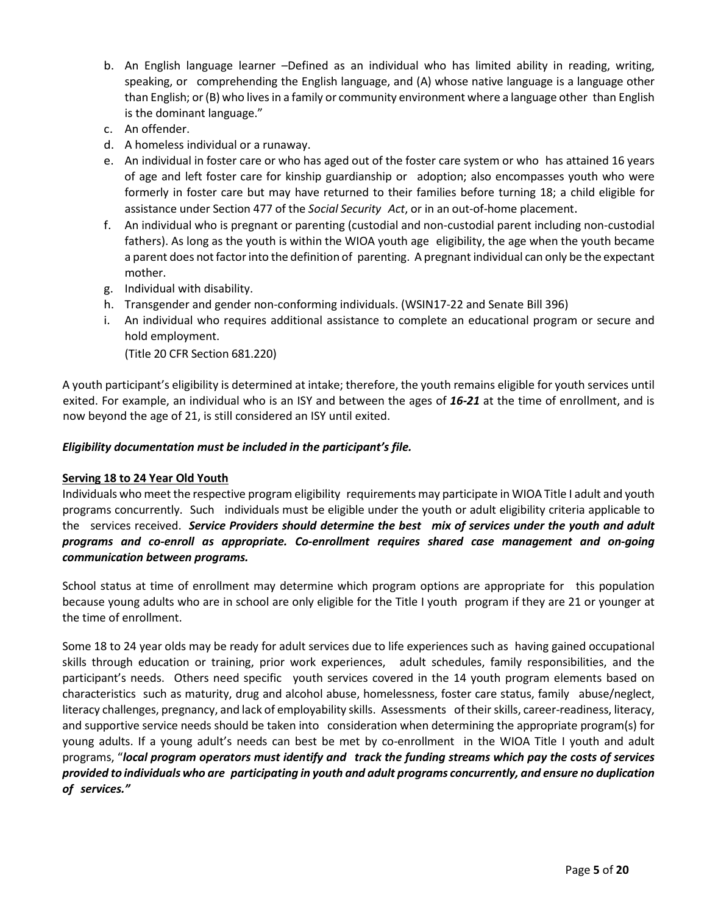b. An English language learner –Defined as an individual who has limited ability in reading, writing, speaking, or comprehending the English language, and (A) whose native language is a language other than English; or (B) who lives in a family or community environment where a language other than English is the dominant language."
c. An offender.
d. A homeless individual or a runaway.
e. An individual in foster care or who has aged out of the foster care system or who has attained 16 years of age and left foster care for kinship guardianship or adoption; also encompasses youth who were formerly in foster care but may have returned to their families before turning 18; a child eligible for assistance under Section 477 of the *Social Security Act*, or in an out-of-home placement.
f. An individual who is pregnant or parenting (custodial and non-custodial parent including non-custodial fathers). As long as the youth is within the WIOA youth age eligibility, the age when the youth became a parent does not factor into the definition of parenting. A pregnant individual can only be the expectant mother.
g. Individual with disability.
h. Transgender and gender non-conforming individuals. (WSIN17-22 and Senate Bill 396)
i. An individual who requires additional assistance to complete an educational program or secure and hold employment.
(Title 20 CFR Section 681.220)

A youth participant's eligibility is determined at intake; therefore, the youth remains eligible for youth services until exited. For example, an individual who is an ISY and between the ages of ***16-21*** at the time of enrollment, and is now beyond the age of 21, is still considered an ISY until exited.

***Eligibility documentation must be included in the participant's file.***

**Serving 18 to 24 Year Old Youth**

Individuals who meet the respective program eligibility requirements may participate in WIOA Title I adult and youth programs concurrently. Such individuals must be eligible under the youth or adult eligibility criteria applicable to the services received. ***Service Providers should determine the best mix of services under the youth and adult programs and co-enroll as appropriate. Co-enrollment requires shared case management and on-going communication between programs.***

School status at time of enrollment may determine which program options are appropriate for this population because young adults who are in school are only eligible for the Title I youth program if they are 21 or younger at the time of enrollment.

Some 18 to 24 year olds may be ready for adult services due to life experiences such as having gained occupational skills through education or training, prior work experiences, adult schedules, family responsibilities, and the participant's needs. Others need specific youth services covered in the 14 youth program elements based on characteristics such as maturity, drug and alcohol abuse, homelessness, foster care status, family abuse/neglect, literacy challenges, pregnancy, and lack of employability skills. Assessments of their skills, career-readiness, literacy, and supportive service needs should be taken into consideration when determining the appropriate program(s) for young adults. If a young adult's needs can best be met by co-enrollment in the WIOA Title I youth and adult programs, "***local program operators must identify and track the funding streams which pay the costs of services provided to individuals who are participating in youth and adult programs concurrently, and ensure no duplication of services."***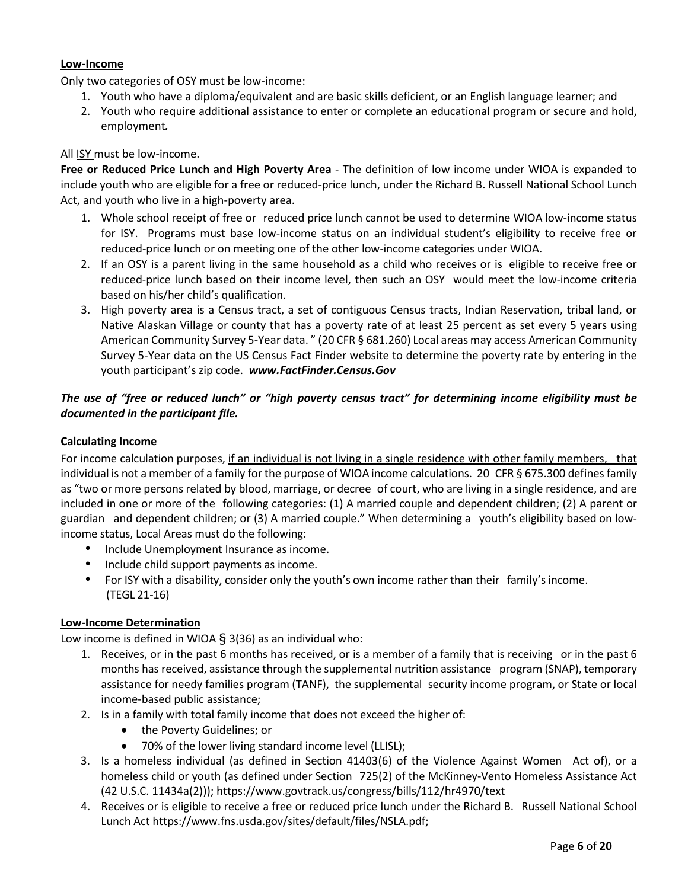**<u>Low-Income</u>**

Only two categories of <u>OSY</u> must be low-income:

1. Youth who have a diploma/equivalent and are basic skills deficient, or an English language learner; and
2. Youth who require additional assistance to enter or complete an educational program or secure and hold, employment***.***

All <u>ISY</u> must be low-income.

**Free or Reduced Price Lunch and High Poverty Area** - The definition of low income under WIOA is expanded to include youth who are eligible for a free or reduced-price lunch, under the Richard B. Russell National School Lunch Act, and youth who live in a high-poverty area.

1. Whole school receipt of free or reduced price lunch cannot be used to determine WIOA low-income status for ISY. Programs must base low-income status on an individual student's eligibility to receive free or reduced-price lunch or on meeting one of the other low-income categories under WIOA.
2. If an OSY is a parent living in the same household as a child who receives or is eligible to receive free or reduced-price lunch based on their income level, then such an OSY would meet the low-income criteria based on his/her child's qualification.
3. High poverty area is a Census tract, a set of contiguous Census tracts, Indian Reservation, tribal land, or Native Alaskan Village or county that has a poverty rate of <u>at least 25 percent</u> as set every 5 years using American Community Survey 5-Year data. " (20 CFR § 681.260) Local areas may access American Community Survey 5-Year data on the US Census Fact Finder website to determine the poverty rate by entering in the youth participant's zip code. ***www.FactFinder.Census.Gov***

***The use of "free or reduced lunch" or "high poverty census tract" for determining income eligibility must be documented in the participant file.***

**<u>Calculating Income</u>**

For income calculation purposes, <u>if an individual is not living in a single residence with other family members, that individual is not a member of a family for the purpose of WIOA income calculations</u>. 20 CFR § 675.300 defines family as "two or more persons related by blood, marriage, or decree of court, who are living in a single residence, and are included in one or more of the following categories: (1) A married couple and dependent children; (2) A parent or guardian and dependent children; or (3) A married couple." When determining a youth's eligibility based on low-income status, Local Areas must do the following:

- Include Unemployment Insurance as income.
- Include child support payments as income.
- For ISY with a disability, consider <u>only</u> the youth's own income rather than their family's income. (TEGL 21-16)

**<u>Low-Income Determination</u>**

Low income is defined in WIOA § 3(36) as an individual who:

1. Receives, or in the past 6 months has received, or is a member of a family that is receiving or in the past 6 months has received, assistance through the supplemental nutrition assistance program (SNAP), temporary assistance for needy families program (TANF), the supplemental security income program, or State or local income-based public assistance;
2. Is in a family with total family income that does not exceed the higher of:
   - the Poverty Guidelines; or
   - 70% of the lower living standard income level (LLISL);
3. Is a homeless individual (as defined in Section 41403(6) of the Violence Against Women Act of), or a homeless child or youth (as defined under Section 725(2) of the McKinney-Vento Homeless Assistance Act (42 U.S.C. 11434a(2))); https://www.govtrack.us/congress/bills/112/hr4970/text
4. Receives or is eligible to receive a free or reduced price lunch under the Richard B. Russell National School Lunch Act https://www.fns.usda.gov/sites/default/files/NSLA.pdf;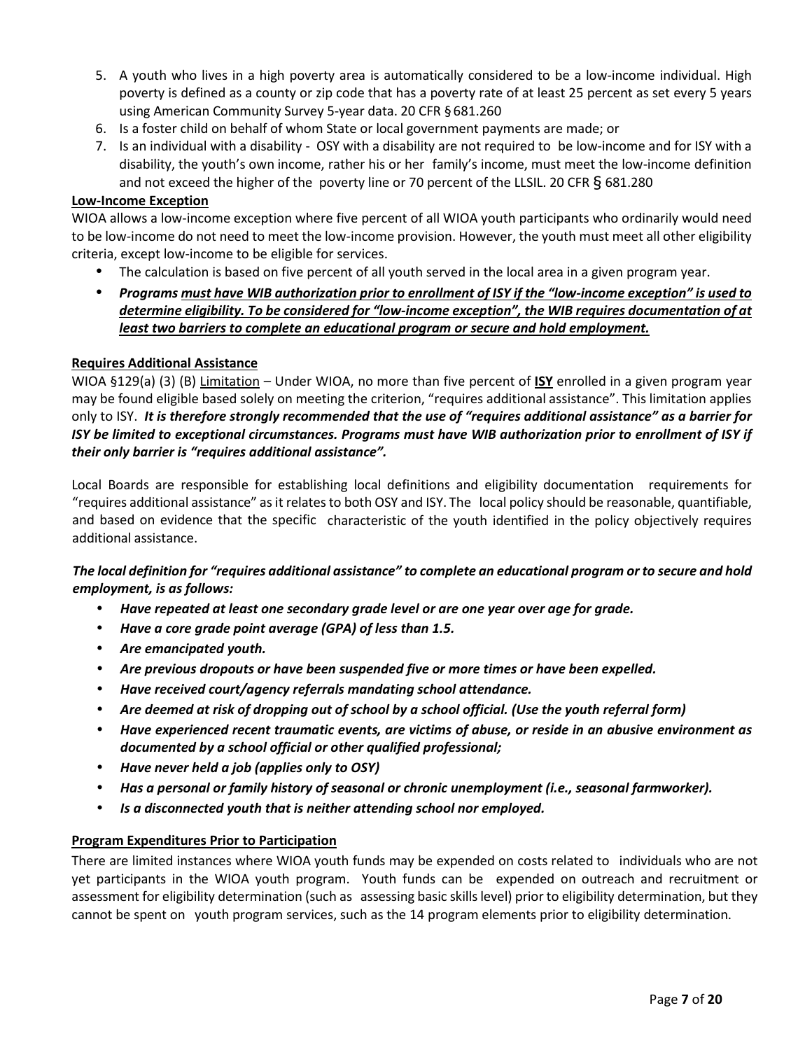5. A youth who lives in a high poverty area is automatically considered to be a low-income individual. High poverty is defined as a county or zip code that has a poverty rate of at least 25 percent as set every 5 years using American Community Survey 5-year data. 20 CFR § 681.260
6. Is a foster child on behalf of whom State or local government payments are made; or
7. Is an individual with a disability - OSY with a disability are not required to be low-income and for ISY with a disability, the youth's own income, rather his or her family's income, must meet the low-income definition and not exceed the higher of the poverty line or 70 percent of the LLSIL. 20 CFR § 681.280

**Low-Income Exception**

WIOA allows a low-income exception where five percent of all WIOA youth participants who ordinarily would need to be low-income do not need to meet the low-income provision. However, the youth must meet all other eligibility criteria, except low-income to be eligible for services.

- The calculation is based on five percent of all youth served in the local area in a given program year.
- ***Programs must have WIB authorization prior to enrollment of ISY if the "low-income exception" is used to determine eligibility. To be considered for "low-income exception", the WIB requires documentation of at least two barriers to complete an educational program or secure and hold employment.***

**Requires Additional Assistance**

WIOA §129(a) (3) (B) Limitation – Under WIOA, no more than five percent of **ISY** enrolled in a given program year may be found eligible based solely on meeting the criterion, "requires additional assistance". This limitation applies only to ISY. ***It is therefore strongly recommended that the use of "requires additional assistance" as a barrier for ISY be limited to exceptional circumstances. Programs must have WIB authorization prior to enrollment of ISY if their only barrier is "requires additional assistance".***

Local Boards are responsible for establishing local definitions and eligibility documentation requirements for "requires additional assistance" as it relates to both OSY and ISY. The local policy should be reasonable, quantifiable, and based on evidence that the specific characteristic of the youth identified in the policy objectively requires additional assistance.

***The local definition for "requires additional assistance" to complete an educational program or to secure and hold employment, is as follows:***

- ***Have repeated at least one secondary grade level or are one year over age for grade.***
- ***Have a core grade point average (GPA) of less than 1.5.***
- ***Are emancipated youth.***
- ***Are previous dropouts or have been suspended five or more times or have been expelled.***
- ***Have received court/agency referrals mandating school attendance.***
- ***Are deemed at risk of dropping out of school by a school official. (Use the youth referral form)***
- ***Have experienced recent traumatic events, are victims of abuse, or reside in an abusive environment as documented by a school official or other qualified professional;***
- ***Have never held a job (applies only to OSY)***
- ***Has a personal or family history of seasonal or chronic unemployment (i.e., seasonal farmworker).***
- ***Is a disconnected youth that is neither attending school nor employed.***

**Program Expenditures Prior to Participation**

There are limited instances where WIOA youth funds may be expended on costs related to individuals who are not yet participants in the WIOA youth program. Youth funds can be expended on outreach and recruitment or assessment for eligibility determination (such as assessing basic skills level) prior to eligibility determination, but they cannot be spent on youth program services, such as the 14 program elements prior to eligibility determination.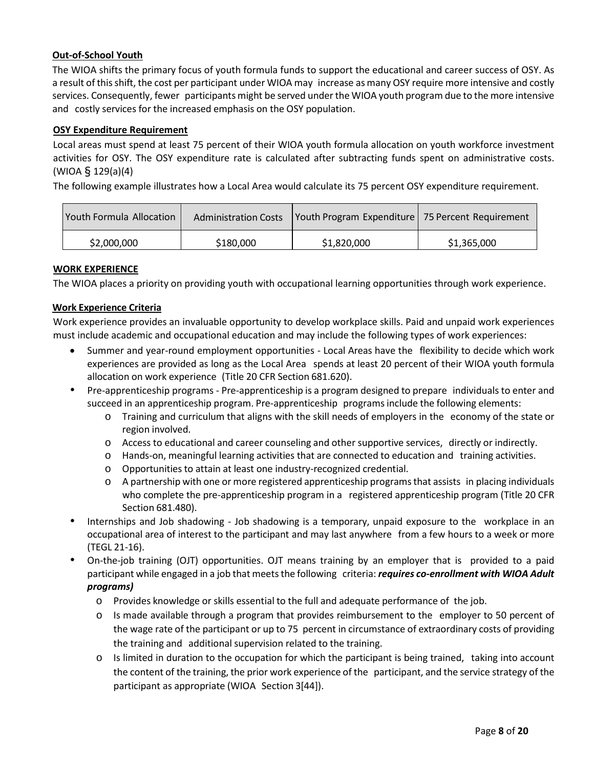### Out-of-School Youth

The WIOA shifts the primary focus of youth formula funds to support the educational and career success of OSY. As a result of this shift, the cost per participant under WIOA may increase as many OSY require more intensive and costly services. Consequently, fewer participants might be served under the WIOA youth program due to the more intensive and costly services for the increased emphasis on the OSY population.

### OSY Expenditure Requirement

Local areas must spend at least 75 percent of their WIOA youth formula allocation on youth workforce investment activities for OSY. The OSY expenditure rate is calculated after subtracting funds spent on administrative costs. (WIOA § 129(a)(4)

The following example illustrates how a Local Area would calculate its 75 percent OSY expenditure requirement.

| Youth Formula Allocation | Administration Costs | Youth Program Expenditure | 75 Percent Requirement |
|---|---|---|---|
| $2,000,000 | $180,000 | $1,820,000 | $1,365,000 |

### WORK EXPERIENCE

The WIOA places a priority on providing youth with occupational learning opportunities through work experience.

### Work Experience Criteria

Work experience provides an invaluable opportunity to develop workplace skills. Paid and unpaid work experiences must include academic and occupational education and may include the following types of work experiences:

- Summer and year-round employment opportunities - Local Areas have the flexibility to decide which work experiences are provided as long as the Local Area spends at least 20 percent of their WIOA youth formula allocation on work experience (Title 20 CFR Section 681.620).
- Pre-apprenticeship programs - Pre-apprenticeship is a program designed to prepare individuals to enter and succeed in an apprenticeship program. Pre-apprenticeship programs include the following elements:
  - Training and curriculum that aligns with the skill needs of employers in the economy of the state or region involved.
  - Access to educational and career counseling and other supportive services, directly or indirectly.
  - Hands-on, meaningful learning activities that are connected to education and training activities.
  - Opportunities to attain at least one industry-recognized credential.
  - A partnership with one or more registered apprenticeship programs that assists in placing individuals who complete the pre-apprenticeship program in a registered apprenticeship program (Title 20 CFR Section 681.480).
- Internships and Job shadowing - Job shadowing is a temporary, unpaid exposure to the workplace in an occupational area of interest to the participant and may last anywhere from a few hours to a week or more (TEGL 21-16).
- On-the-job training (OJT) opportunities. OJT means training by an employer that is provided to a paid participant while engaged in a job that meets the following criteria: ***requires co-enrollment with WIOA Adult programs)***
  - Provides knowledge or skills essential to the full and adequate performance of the job.
  - Is made available through a program that provides reimbursement to the employer to 50 percent of the wage rate of the participant or up to 75 percent in circumstance of extraordinary costs of providing the training and additional supervision related to the training.
  - Is limited in duration to the occupation for which the participant is being trained, taking into account the content of the training, the prior work experience of the participant, and the service strategy of the participant as appropriate (WIOA Section 3[44]).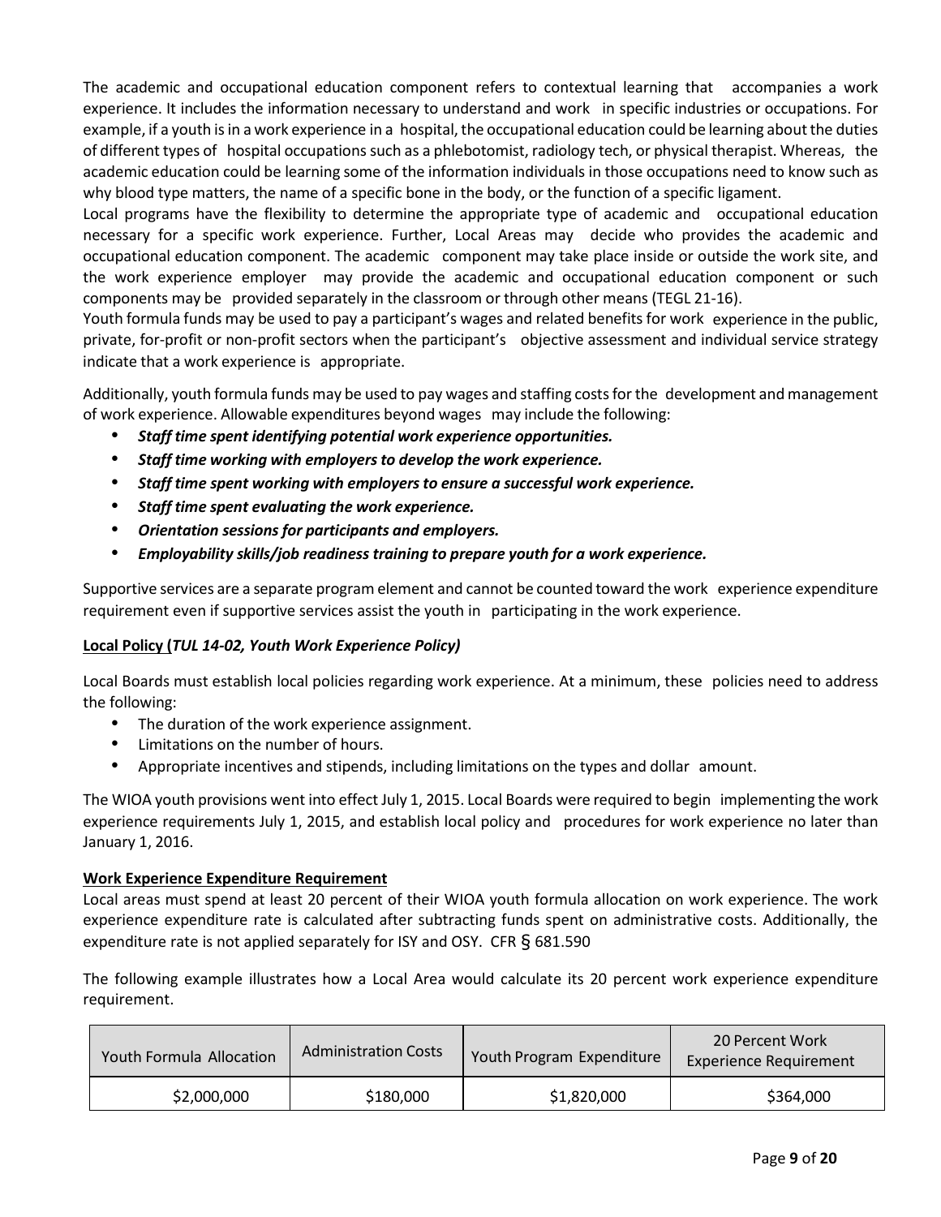The academic and occupational education component refers to contextual learning that accompanies a work experience. It includes the information necessary to understand and work in specific industries or occupations. For example, if a youth is in a work experience in a hospital, the occupational education could be learning about the duties of different types of hospital occupations such as a phlebotomist, radiology tech, or physical therapist. Whereas, the academic education could be learning some of the information individuals in those occupations need to know such as why blood type matters, the name of a specific bone in the body, or the function of a specific ligament.

Local programs have the flexibility to determine the appropriate type of academic and occupational education necessary for a specific work experience. Further, Local Areas may decide who provides the academic and occupational education component. The academic component may take place inside or outside the work site, and the work experience employer may provide the academic and occupational education component or such components may be provided separately in the classroom or through other means (TEGL 21-16).

Youth formula funds may be used to pay a participant's wages and related benefits for work experience in the public, private, for-profit or non-profit sectors when the participant's objective assessment and individual service strategy indicate that a work experience is appropriate.

Additionally, youth formula funds may be used to pay wages and staffing costs for the development and management of work experience. Allowable expenditures beyond wages may include the following:

- ***Staff time spent identifying potential work experience opportunities.***
- ***Staff time working with employers to develop the work experience.***
- ***Staff time spent working with employers to ensure a successful work experience.***
- ***Staff time spent evaluating the work experience.***
- ***Orientation sessions for participants and employers.***
- ***Employability skills/job readiness training to prepare youth for a work experience.***

Supportive services are a separate program element and cannot be counted toward the work experience expenditure requirement even if supportive services assist the youth in participating in the work experience.

**Local Policy (*TUL 14-02, Youth Work Experience Policy)***

Local Boards must establish local policies regarding work experience. At a minimum, these policies need to address the following:

- The duration of the work experience assignment.
- Limitations on the number of hours.
- Appropriate incentives and stipends, including limitations on the types and dollar amount.

The WIOA youth provisions went into effect July 1, 2015. Local Boards were required to begin implementing the work experience requirements July 1, 2015, and establish local policy and procedures for work experience no later than January 1, 2016.

**Work Experience Expenditure Requirement**

Local areas must spend at least 20 percent of their WIOA youth formula allocation on work experience. The work experience expenditure rate is calculated after subtracting funds spent on administrative costs. Additionally, the expenditure rate is not applied separately for ISY and OSY. CFR § 681.590

The following example illustrates how a Local Area would calculate its 20 percent work experience expenditure requirement.

| Youth Formula Allocation | Administration Costs | Youth Program Expenditure | 20 Percent Work Experience Requirement |
|---|---|---|---|
| $2,000,000 | $180,000 | $1,820,000 | $364,000 |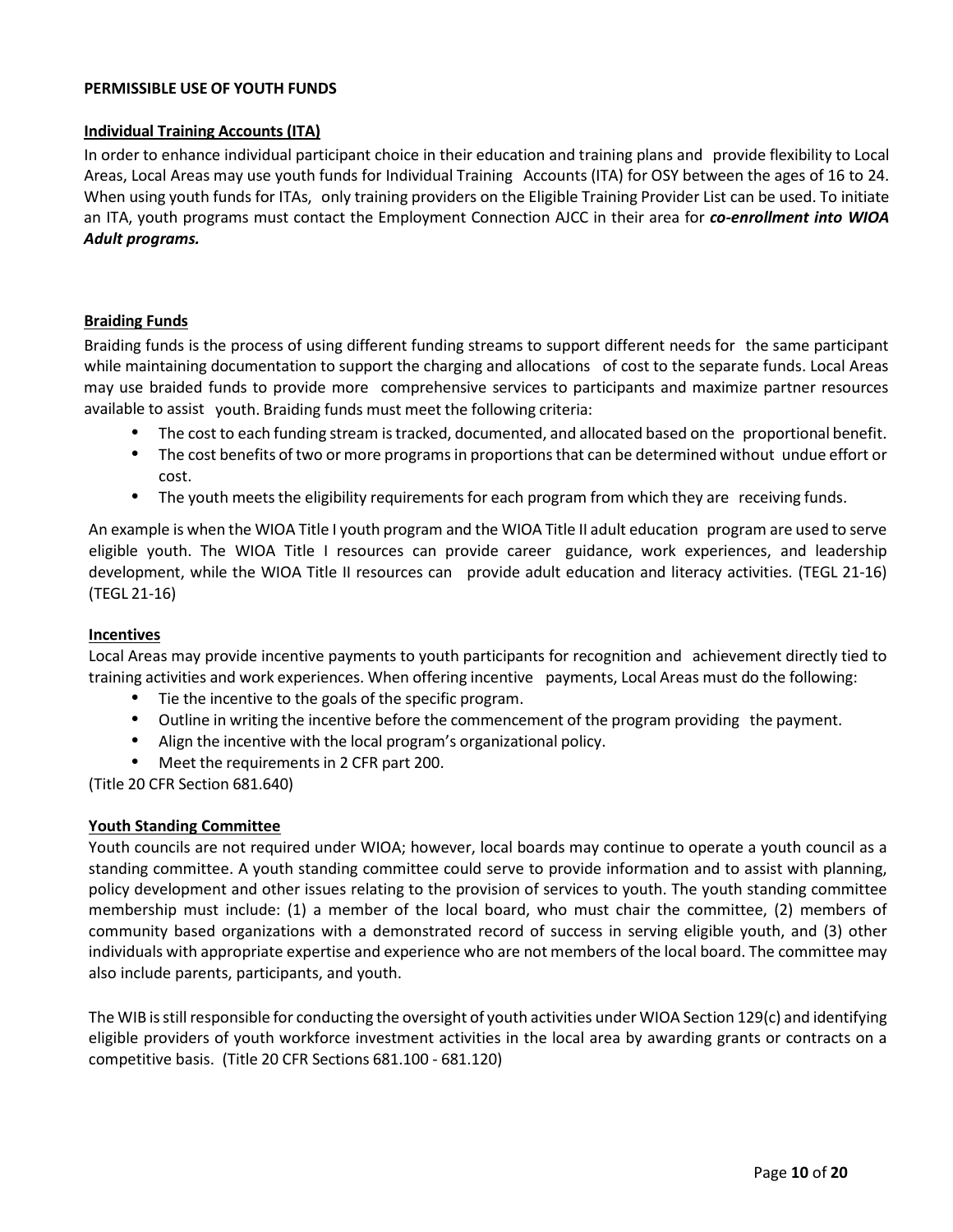**PERMISSIBLE USE OF YOUTH FUNDS**

**Individual Training Accounts (ITA)**

In order to enhance individual participant choice in their education and training plans and provide flexibility to Local Areas, Local Areas may use youth funds for Individual Training Accounts (ITA) for OSY between the ages of 16 to 24. When using youth funds for ITAs, only training providers on the Eligible Training Provider List can be used. To initiate an ITA, youth programs must contact the Employment Connection AJCC in their area for ***co-enrollment into WIOA Adult programs.***

**Braiding Funds**

Braiding funds is the process of using different funding streams to support different needs for the same participant while maintaining documentation to support the charging and allocations of cost to the separate funds. Local Areas may use braided funds to provide more comprehensive services to participants and maximize partner resources available to assist youth. Braiding funds must meet the following criteria:

- The cost to each funding stream is tracked, documented, and allocated based on the proportional benefit.
- The cost benefits of two or more programs in proportions that can be determined without undue effort or cost.
- The youth meets the eligibility requirements for each program from which they are receiving funds.

An example is when the WIOA Title I youth program and the WIOA Title II adult education program are used to serve eligible youth. The WIOA Title I resources can provide career guidance, work experiences, and leadership development, while the WIOA Title II resources can provide adult education and literacy activities. (TEGL 21-16) (TEGL 21-16)

**Incentives**

Local Areas may provide incentive payments to youth participants for recognition and achievement directly tied to training activities and work experiences. When offering incentive payments, Local Areas must do the following:

- Tie the incentive to the goals of the specific program.
- Outline in writing the incentive before the commencement of the program providing the payment.
- Align the incentive with the local program's organizational policy.
- Meet the requirements in 2 CFR part 200.

(Title 20 CFR Section 681.640)

**Youth Standing Committee**

Youth councils are not required under WIOA; however, local boards may continue to operate a youth council as a standing committee. A youth standing committee could serve to provide information and to assist with planning, policy development and other issues relating to the provision of services to youth. The youth standing committee membership must include: (1) a member of the local board, who must chair the committee, (2) members of community based organizations with a demonstrated record of success in serving eligible youth, and (3) other individuals with appropriate expertise and experience who are not members of the local board. The committee may also include parents, participants, and youth.

The WIB is still responsible for conducting the oversight of youth activities under WIOA Section 129(c) and identifying eligible providers of youth workforce investment activities in the local area by awarding grants or contracts on a competitive basis. (Title 20 CFR Sections 681.100 - 681.120)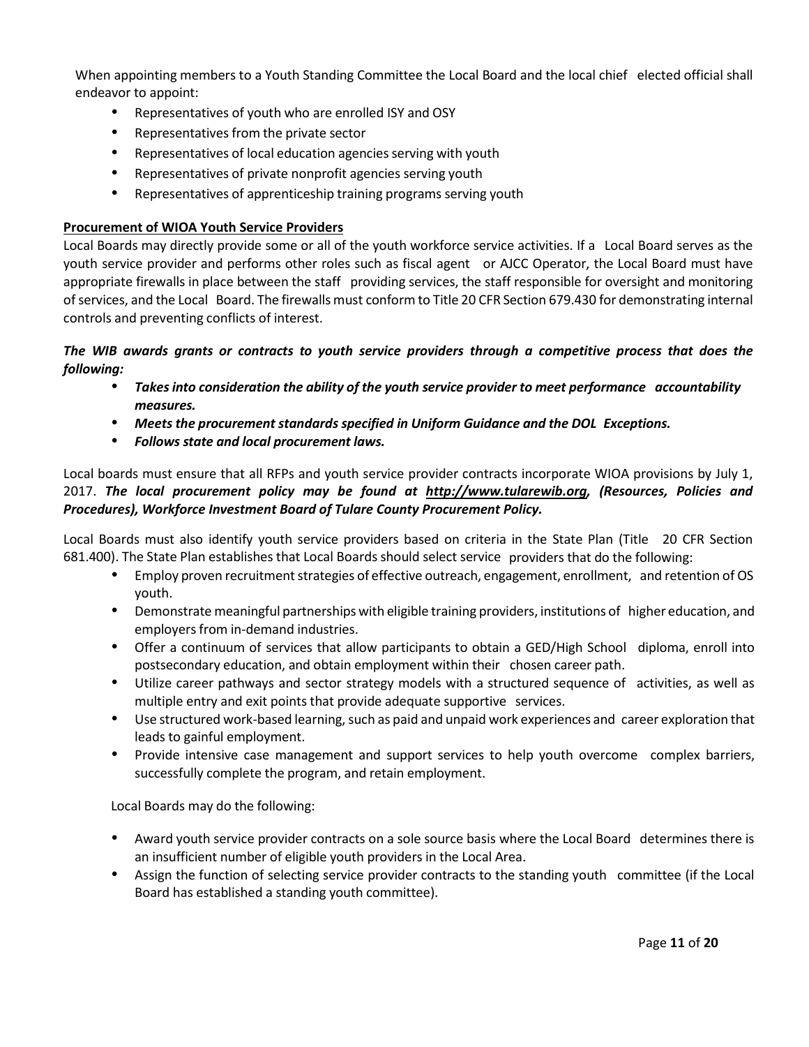When appointing members to a Youth Standing Committee the Local Board and the local chief elected official shall endeavor to appoint:

- Representatives of youth who are enrolled ISY and OSY
- Representatives from the private sector
- Representatives of local education agencies serving with youth
- Representatives of private nonprofit agencies serving youth
- Representatives of apprenticeship training programs serving youth

**Procurement of WIOA Youth Service Providers**

Local Boards may directly provide some or all of the youth workforce service activities. If a Local Board serves as the youth service provider and performs other roles such as fiscal agent or AJCC Operator, the Local Board must have appropriate firewalls in place between the staff providing services, the staff responsible for oversight and monitoring of services, and the Local Board. The firewalls must conform to Title 20 CFR Section 679.430 for demonstrating internal controls and preventing conflicts of interest.

***The WIB awards grants or contracts to youth service providers through a competitive process that does the following:***

- ***Takes into consideration the ability of the youth service provider to meet performance accountability measures.***
- ***Meets the procurement standards specified in Uniform Guidance and the DOL Exceptions.***
- ***Follows state and local procurement laws.***

Local boards must ensure that all RFPs and youth service provider contracts incorporate WIOA provisions by July 1, 2017. ***The local procurement policy may be found at http://www.tularewib.org, (Resources, Policies and Procedures), Workforce Investment Board of Tulare County Procurement Policy.***

Local Boards must also identify youth service providers based on criteria in the State Plan (Title 20 CFR Section 681.400). The State Plan establishes that Local Boards should select service providers that do the following:

- Employ proven recruitment strategies of effective outreach, engagement, enrollment, and retention of OS youth.
- Demonstrate meaningful partnerships with eligible training providers, institutions of higher education, and employers from in-demand industries.
- Offer a continuum of services that allow participants to obtain a GED/High School diploma, enroll into postsecondary education, and obtain employment within their chosen career path.
- Utilize career pathways and sector strategy models with a structured sequence of activities, as well as multiple entry and exit points that provide adequate supportive services.
- Use structured work-based learning, such as paid and unpaid work experiences and career exploration that leads to gainful employment.
- Provide intensive case management and support services to help youth overcome complex barriers, successfully complete the program, and retain employment.

Local Boards may do the following:

- Award youth service provider contracts on a sole source basis where the Local Board determines there is an insufficient number of eligible youth providers in the Local Area.
- Assign the function of selecting service provider contracts to the standing youth committee (if the Local Board has established a standing youth committee).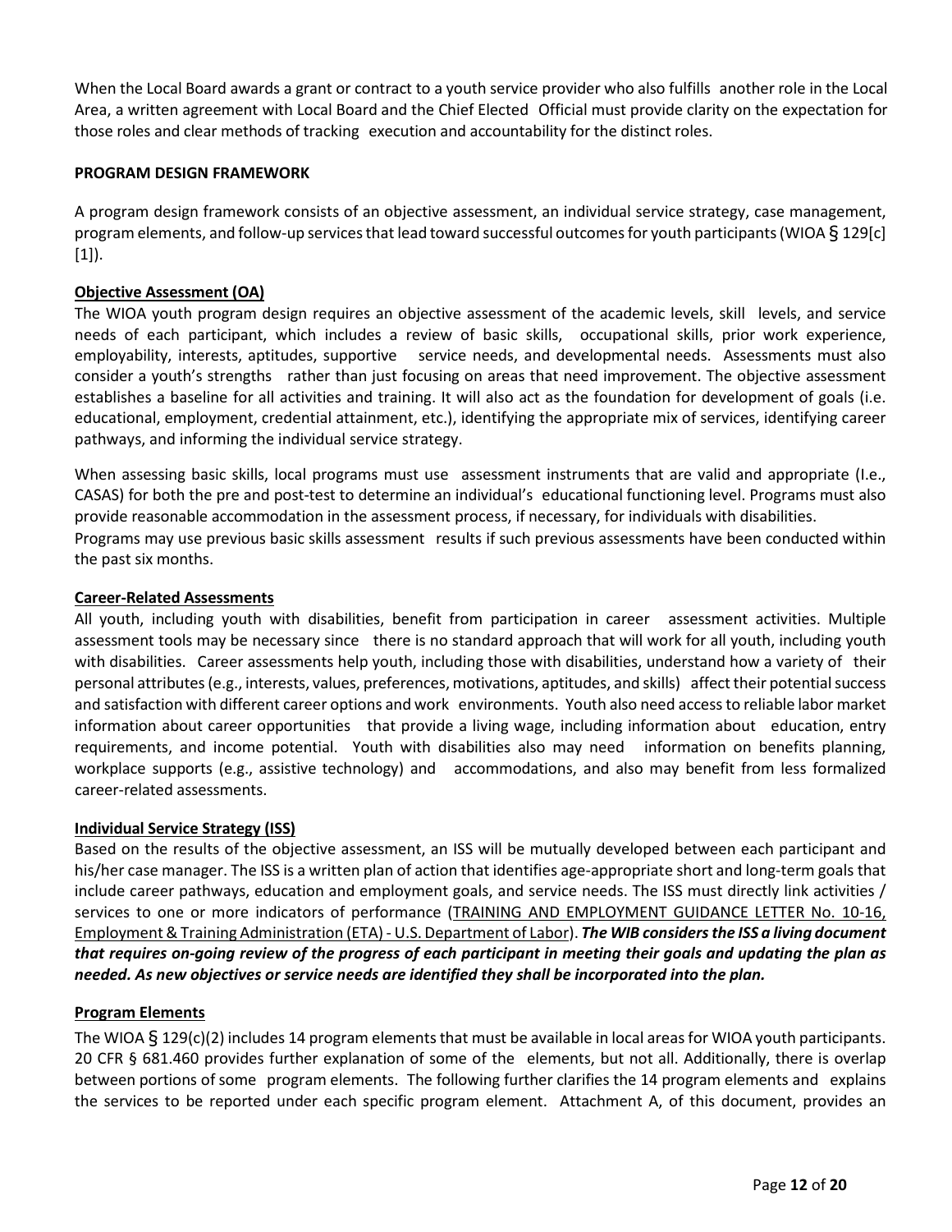When the Local Board awards a grant or contract to a youth service provider who also fulfills another role in the Local Area, a written agreement with Local Board and the Chief Elected Official must provide clarity on the expectation for those roles and clear methods of tracking execution and accountability for the distinct roles.

**PROGRAM DESIGN FRAMEWORK**

A program design framework consists of an objective assessment, an individual service strategy, case management, program elements, and follow-up services that lead toward successful outcomes for youth participants (WIOA § 129[c][1]).

**Objective Assessment (OA)**

The WIOA youth program design requires an objective assessment of the academic levels, skill levels, and service needs of each participant, which includes a review of basic skills, occupational skills, prior work experience, employability, interests, aptitudes, supportive service needs, and developmental needs. Assessments must also consider a youth's strengths rather than just focusing on areas that need improvement. The objective assessment establishes a baseline for all activities and training. It will also act as the foundation for development of goals (i.e. educational, employment, credential attainment, etc.), identifying the appropriate mix of services, identifying career pathways, and informing the individual service strategy.

When assessing basic skills, local programs must use assessment instruments that are valid and appropriate (I.e., CASAS) for both the pre and post-test to determine an individual's educational functioning level. Programs must also provide reasonable accommodation in the assessment process, if necessary, for individuals with disabilities.
Programs may use previous basic skills assessment results if such previous assessments have been conducted within the past six months.

**Career-Related Assessments**

All youth, including youth with disabilities, benefit from participation in career assessment activities. Multiple assessment tools may be necessary since there is no standard approach that will work for all youth, including youth with disabilities. Career assessments help youth, including those with disabilities, understand how a variety of their personal attributes (e.g., interests, values, preferences, motivations, aptitudes, and skills) affect their potential success and satisfaction with different career options and work environments. Youth also need access to reliable labor market information about career opportunities that provide a living wage, including information about education, entry requirements, and income potential. Youth with disabilities also may need information on benefits planning, workplace supports (e.g., assistive technology) and accommodations, and also may benefit from less formalized career-related assessments.

**Individual Service Strategy (ISS)**

Based on the results of the objective assessment, an ISS will be mutually developed between each participant and his/her case manager. The ISS is a written plan of action that identifies age-appropriate short and long-term goals that include career pathways, education and employment goals, and service needs. The ISS must directly link activities / services to one or more indicators of performance (TRAINING AND EMPLOYMENT GUIDANCE LETTER No. 10-16, Employment & Training Administration (ETA) - U.S. Department of Labor). ***The WIB considers the ISS a living document that requires on-going review of the progress of each participant in meeting their goals and updating the plan as needed. As new objectives or service needs are identified they shall be incorporated into the plan.***

**Program Elements**

The WIOA § 129(c)(2) includes 14 program elements that must be available in local areas for WIOA youth participants. 20 CFR § 681.460 provides further explanation of some of the elements, but not all. Additionally, there is overlap between portions of some program elements. The following further clarifies the 14 program elements and explains the services to be reported under each specific program element. Attachment A, of this document, provides an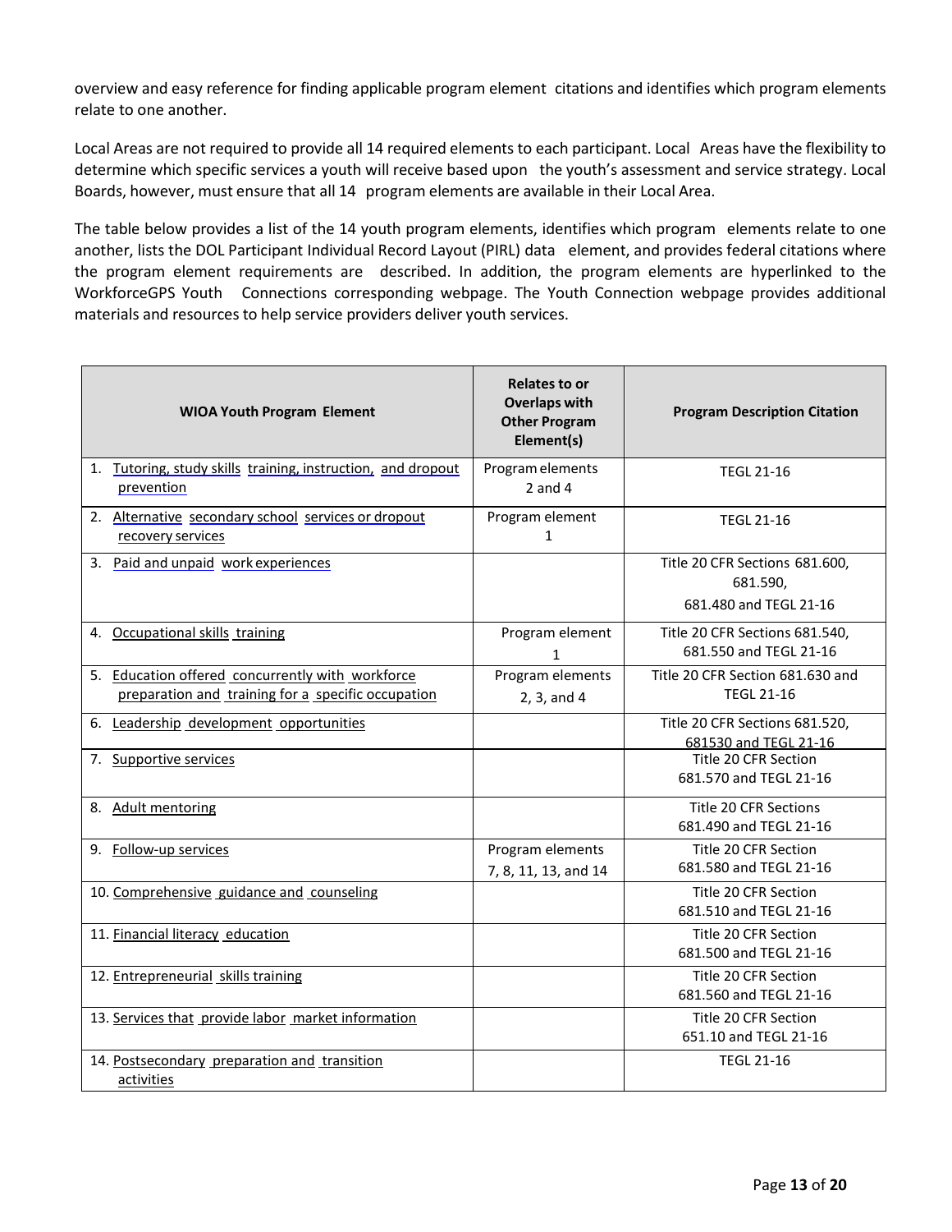overview and easy reference for finding applicable program element citations and identifies which program elements relate to one another.

Local Areas are not required to provide all 14 required elements to each participant. Local Areas have the flexibility to determine which specific services a youth will receive based upon the youth's assessment and service strategy. Local Boards, however, must ensure that all 14 program elements are available in their Local Area.

The table below provides a list of the 14 youth program elements, identifies which program elements relate to one another, lists the DOL Participant Individual Record Layout (PIRL) data element, and provides federal citations where the program element requirements are described. In addition, the program elements are hyperlinked to the WorkforceGPS Youth Connections corresponding webpage. The Youth Connection webpage provides additional materials and resources to help service providers deliver youth services.

| WIOA Youth Program Element | Relates to or Overlaps with Other Program Element(s) | Program Description Citation |
|---|---|---|
| 1. Tutoring, study skills training, instruction, and dropout prevention | Program elements 2 and 4 | TEGL 21-16 |
| 2. Alternative secondary school services or dropout recovery services | Program element 1 | TEGL 21-16 |
| 3. Paid and unpaid work experiences | | Title 20 CFR Sections 681.600, 681.590, 681.480 and TEGL 21-16 |
| 4. Occupational skills training | Program element 1 | Title 20 CFR Sections 681.540, 681.550 and TEGL 21-16 |
| 5. Education offered concurrently with workforce preparation and training for a specific occupation | Program elements 2, 3, and 4 | Title 20 CFR Section 681.630 and TEGL 21-16 |
| 6. Leadership development opportunities | | Title 20 CFR Sections 681.520, 681530 and TEGL 21-16 |
| 7. Supportive services | | Title 20 CFR Section 681.570 and TEGL 21-16 |
| 8. Adult mentoring | | Title 20 CFR Sections 681.490 and TEGL 21-16 |
| 9. Follow-up services | Program elements 7, 8, 11, 13, and 14 | Title 20 CFR Section 681.580 and TEGL 21-16 |
| 10. Comprehensive guidance and counseling | | Title 20 CFR Section 681.510 and TEGL 21-16 |
| 11. Financial literacy education | | Title 20 CFR Section 681.500 and TEGL 21-16 |
| 12. Entrepreneurial skills training | | Title 20 CFR Section 681.560 and TEGL 21-16 |
| 13. Services that provide labor market information | | Title 20 CFR Section 651.10 and TEGL 21-16 |
| 14. Postsecondary preparation and transition activities | | TEGL 21-16 |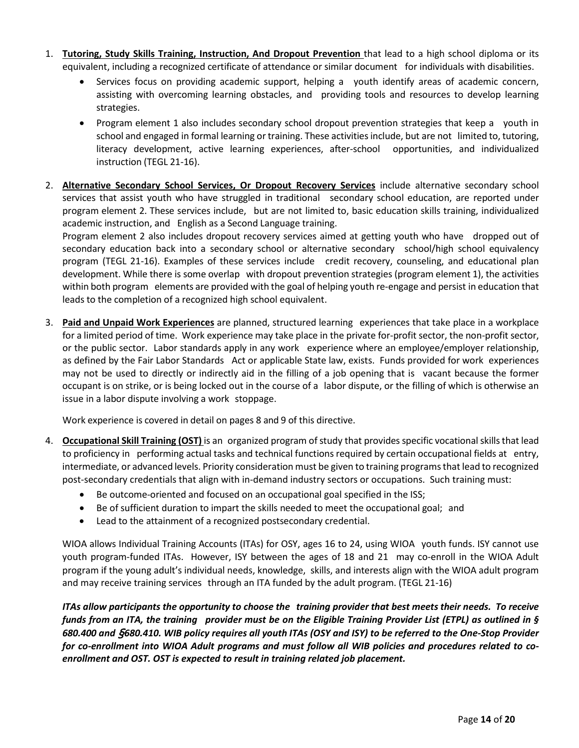1. **Tutoring, Study Skills Training, Instruction, And Dropout Prevention** that lead to a high school diploma or its equivalent, including a recognized certificate of attendance or similar document for individuals with disabilities.
   - Services focus on providing academic support, helping a youth identify areas of academic concern, assisting with overcoming learning obstacles, and providing tools and resources to develop learning strategies.
   - Program element 1 also includes secondary school dropout prevention strategies that keep a youth in school and engaged in formal learning or training. These activities include, but are not limited to, tutoring, literacy development, active learning experiences, after-school opportunities, and individualized instruction (TEGL 21-16).

2. **Alternative Secondary School Services, Or Dropout Recovery Services** include alternative secondary school services that assist youth who have struggled in traditional secondary school education, are reported under program element 2. These services include, but are not limited to, basic education skills training, individualized academic instruction, and English as a Second Language training.
   Program element 2 also includes dropout recovery services aimed at getting youth who have dropped out of secondary education back into a secondary school or alternative secondary school/high school equivalency program (TEGL 21-16). Examples of these services include credit recovery, counseling, and educational plan development. While there is some overlap with dropout prevention strategies (program element 1), the activities within both program elements are provided with the goal of helping youth re-engage and persist in education that leads to the completion of a recognized high school equivalent.

3. **Paid and Unpaid Work Experiences** are planned, structured learning experiences that take place in a workplace for a limited period of time. Work experience may take place in the private for-profit sector, the non-profit sector, or the public sector. Labor standards apply in any work experience where an employee/employer relationship, as defined by the Fair Labor Standards Act or applicable State law, exists. Funds provided for work experiences may not be used to directly or indirectly aid in the filling of a job opening that is vacant because the former occupant is on strike, or is being locked out in the course of a labor dispute, or the filling of which is otherwise an issue in a labor dispute involving a work stoppage.

   Work experience is covered in detail on pages 8 and 9 of this directive.

4. **Occupational Skill Training (OST)** is an organized program of study that provides specific vocational skills that lead to proficiency in performing actual tasks and technical functions required by certain occupational fields at entry, intermediate, or advanced levels. Priority consideration must be given to training programs that lead to recognized post-secondary credentials that align with in-demand industry sectors or occupations. Such training must:
   - Be outcome-oriented and focused on an occupational goal specified in the ISS;
   - Be of sufficient duration to impart the skills needed to meet the occupational goal; and
   - Lead to the attainment of a recognized postsecondary credential.

   WIOA allows Individual Training Accounts (ITAs) for OSY, ages 16 to 24, using WIOA youth funds. ISY cannot use youth program-funded ITAs. However, ISY between the ages of 18 and 21 may co-enroll in the WIOA Adult program if the young adult's individual needs, knowledge, skills, and interests align with the WIOA adult program and may receive training services through an ITA funded by the adult program. (TEGL 21-16)

   ***ITAs allow participants the opportunity to choose the training provider that best meets their needs. To receive funds from an ITA, the training provider must be on the Eligible Training Provider List (ETPL) as outlined in § 680.400 and §680.410. WIB policy requires all youth ITAs (OSY and ISY) to be referred to the One-Stop Provider for co-enrollment into WIOA Adult programs and must follow all WIB policies and procedures related to co-enrollment and OST. OST is expected to result in training related job placement.***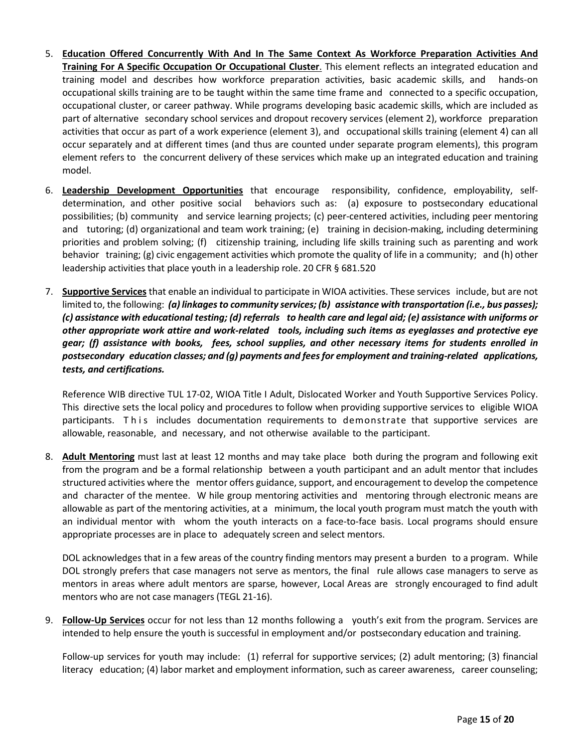5. **Education Offered Concurrently With And In The Same Context As Workforce Preparation Activities And Training For A Specific Occupation Or Occupational Cluster**. This element reflects an integrated education and training model and describes how workforce preparation activities, basic academic skills, and hands-on occupational skills training are to be taught within the same time frame and connected to a specific occupation, occupational cluster, or career pathway. While programs developing basic academic skills, which are included as part of alternative secondary school services and dropout recovery services (element 2), workforce preparation activities that occur as part of a work experience (element 3), and occupational skills training (element 4) can all occur separately and at different times (and thus are counted under separate program elements), this program element refers to the concurrent delivery of these services which make up an integrated education and training model.

6. **Leadership Development Opportunities** that encourage responsibility, confidence, employability, self-determination, and other positive social behaviors such as: (a) exposure to postsecondary educational possibilities; (b) community and service learning projects; (c) peer-centered activities, including peer mentoring and tutoring; (d) organizational and team work training; (e) training in decision-making, including determining priorities and problem solving; (f) citizenship training, including life skills training such as parenting and work behavior training; (g) civic engagement activities which promote the quality of life in a community; and (h) other leadership activities that place youth in a leadership role. 20 CFR § 681.520

7. **Supportive Services** that enable an individual to participate in WIOA activities. These services include, but are not limited to, the following: ***(a) linkages to community services; (b) assistance with transportation (i.e., bus passes); (c) assistance with educational testing; (d) referrals to health care and legal aid; (e) assistance with uniforms or other appropriate work attire and work-related tools, including such items as eyeglasses and protective eye gear; (f) assistance with books, fees, school supplies, and other necessary items for students enrolled in postsecondary education classes; and (g) payments and fees for employment and training-related applications, tests, and certifications.***

   Reference WIB directive TUL 17-02, WIOA Title I Adult, Dislocated Worker and Youth Supportive Services Policy. This directive sets the local policy and procedures to follow when providing supportive services to eligible WIOA participants. This includes documentation requirements to demonstrate that supportive services are allowable, reasonable, and necessary, and not otherwise available to the participant.

8. **Adult Mentoring** must last at least 12 months and may take place both during the program and following exit from the program and be a formal relationship between a youth participant and an adult mentor that includes structured activities where the mentor offers guidance, support, and encouragement to develop the competence and character of the mentee. While group mentoring activities and mentoring through electronic means are allowable as part of the mentoring activities, at a minimum, the local youth program must match the youth with an individual mentor with whom the youth interacts on a face-to-face basis. Local programs should ensure appropriate processes are in place to adequately screen and select mentors.

   DOL acknowledges that in a few areas of the country finding mentors may present a burden to a program. While DOL strongly prefers that case managers not serve as mentors, the final rule allows case managers to serve as mentors in areas where adult mentors are sparse, however, Local Areas are strongly encouraged to find adult mentors who are not case managers (TEGL 21-16).

9. **Follow-Up Services** occur for not less than 12 months following a youth's exit from the program. Services are intended to help ensure the youth is successful in employment and/or postsecondary education and training.

   Follow-up services for youth may include: (1) referral for supportive services; (2) adult mentoring; (3) financial literacy education; (4) labor market and employment information, such as career awareness, career counseling;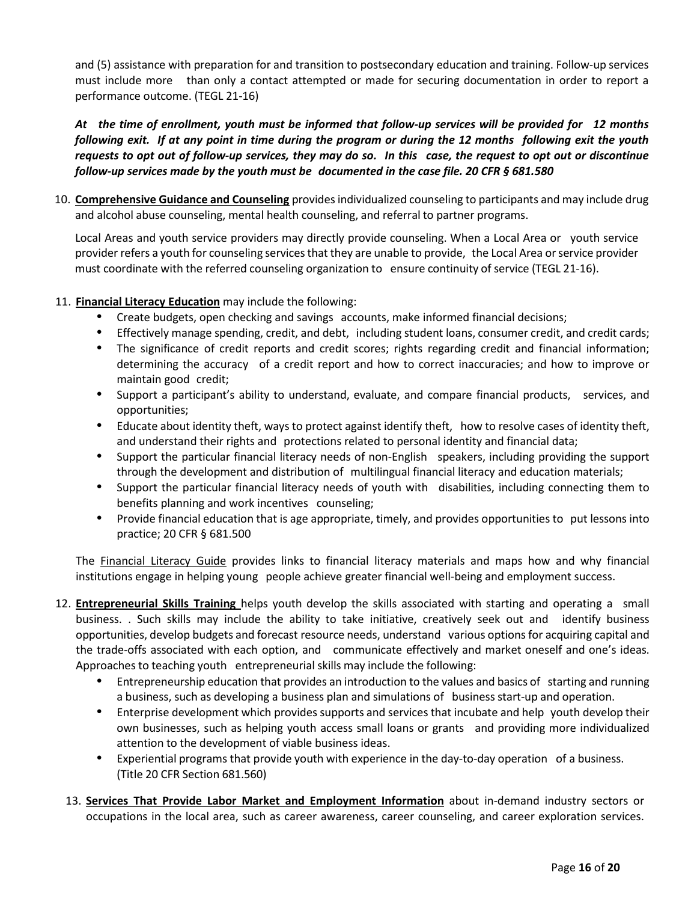and (5) assistance with preparation for and transition to postsecondary education and training. Follow-up services must include more than only a contact attempted or made for securing documentation in order to report a performance outcome. (TEGL 21-16)

***At the time of enrollment, youth must be informed that follow-up services will be provided for 12 months following exit. If at any point in time during the program or during the 12 months following exit the youth requests to opt out of follow-up services, they may do so. In this case, the request to opt out or discontinue follow-up services made by the youth must be documented in the case file. 20 CFR § 681.580***

10. **Comprehensive Guidance and Counseling** provides individualized counseling to participants and may include drug and alcohol abuse counseling, mental health counseling, and referral to partner programs.

    Local Areas and youth service providers may directly provide counseling. When a Local Area or youth service provider refers a youth for counseling services that they are unable to provide, the Local Area or service provider must coordinate with the referred counseling organization to ensure continuity of service (TEGL 21-16).

11. **Financial Literacy Education** may include the following:
    - Create budgets, open checking and savings accounts, make informed financial decisions;
    - Effectively manage spending, credit, and debt, including student loans, consumer credit, and credit cards;
    - The significance of credit reports and credit scores; rights regarding credit and financial information; determining the accuracy of a credit report and how to correct inaccuracies; and how to improve or maintain good credit;
    - Support a participant's ability to understand, evaluate, and compare financial products, services, and opportunities;
    - Educate about identity theft, ways to protect against identify theft, how to resolve cases of identity theft, and understand their rights and protections related to personal identity and financial data;
    - Support the particular financial literacy needs of non-English speakers, including providing the support through the development and distribution of multilingual financial literacy and education materials;
    - Support the particular financial literacy needs of youth with disabilities, including connecting them to benefits planning and work incentives counseling;
    - Provide financial education that is age appropriate, timely, and provides opportunities to put lessons into practice; 20 CFR § 681.500

    The Financial Literacy Guide provides links to financial literacy materials and maps how and why financial institutions engage in helping young people achieve greater financial well-being and employment success.

12. **Entrepreneurial Skills Training** helps youth develop the skills associated with starting and operating a small business. . Such skills may include the ability to take initiative, creatively seek out and identify business opportunities, develop budgets and forecast resource needs, understand various options for acquiring capital and the trade-offs associated with each option, and communicate effectively and market oneself and one's ideas. Approaches to teaching youth entrepreneurial skills may include the following:
    - Entrepreneurship education that provides an introduction to the values and basics of starting and running a business, such as developing a business plan and simulations of business start-up and operation.
    - Enterprise development which provides supports and services that incubate and help youth develop their own businesses, such as helping youth access small loans or grants and providing more individualized attention to the development of viable business ideas.
    - Experiential programs that provide youth with experience in the day-to-day operation of a business. (Title 20 CFR Section 681.560)

13. **Services That Provide Labor Market and Employment Information** about in-demand industry sectors or occupations in the local area, such as career awareness, career counseling, and career exploration services.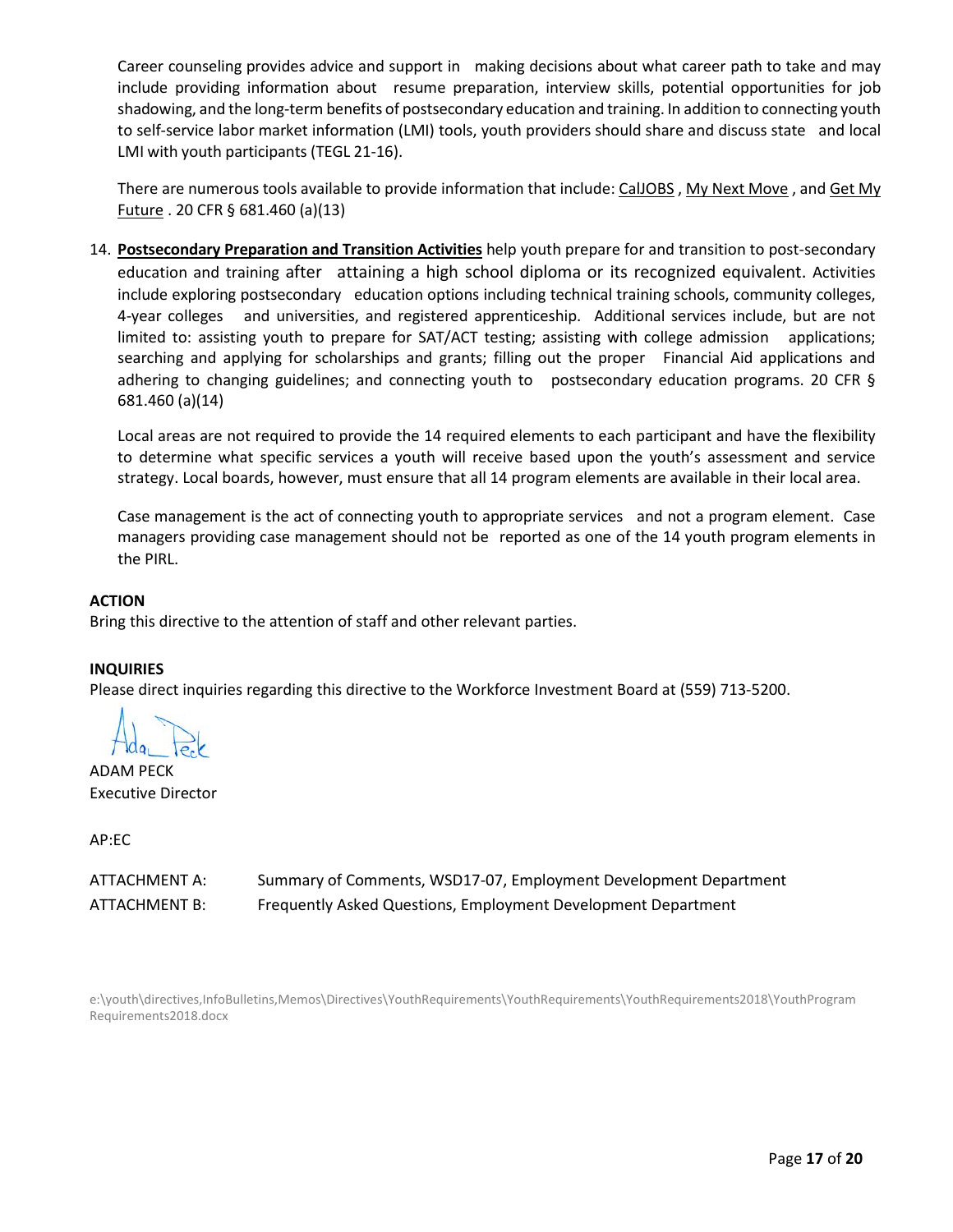Career counseling provides advice and support in making decisions about what career path to take and may include providing information about resume preparation, interview skills, potential opportunities for job shadowing, and the long-term benefits of postsecondary education and training. In addition to connecting youth to self-service labor market information (LMI) tools, youth providers should share and discuss state and local LMI with youth participants (TEGL 21-16).

There are numerous tools available to provide information that include: CalJOBS , My Next Move , and Get My Future . 20 CFR § 681.460 (a)(13)

14. **Postsecondary Preparation and Transition Activities** help youth prepare for and transition to post-secondary education and training after attaining a high school diploma or its recognized equivalent. Activities include exploring postsecondary education options including technical training schools, community colleges, 4-year colleges and universities, and registered apprenticeship. Additional services include, but are not limited to: assisting youth to prepare for SAT/ACT testing; assisting with college admission applications; searching and applying for scholarships and grants; filling out the proper Financial Aid applications and adhering to changing guidelines; and connecting youth to postsecondary education programs. 20 CFR § 681.460 (a)(14)

    Local areas are not required to provide the 14 required elements to each participant and have the flexibility to determine what specific services a youth will receive based upon the youth's assessment and service strategy. Local boards, however, must ensure that all 14 program elements are available in their local area.

    Case management is the act of connecting youth to appropriate services and not a program element. Case managers providing case management should not be reported as one of the 14 youth program elements in the PIRL.

**ACTION**

Bring this directive to the attention of staff and other relevant parties.

**INQUIRIES**

Please direct inquiries regarding this directive to the Workforce Investment Board at (559) 713-5200.

ADAM PECK
Executive Director

AP:EC

ATTACHMENT A: Summary of Comments, WSD17-07, Employment Development Department

ATTACHMENT B: Frequently Asked Questions, Employment Development Department

e:\youth\directives,InfoBulletins,Memos\Directives\YouthRequirements\YouthRequirements\YouthRequirements2018\YouthProgramRequirements2018.docx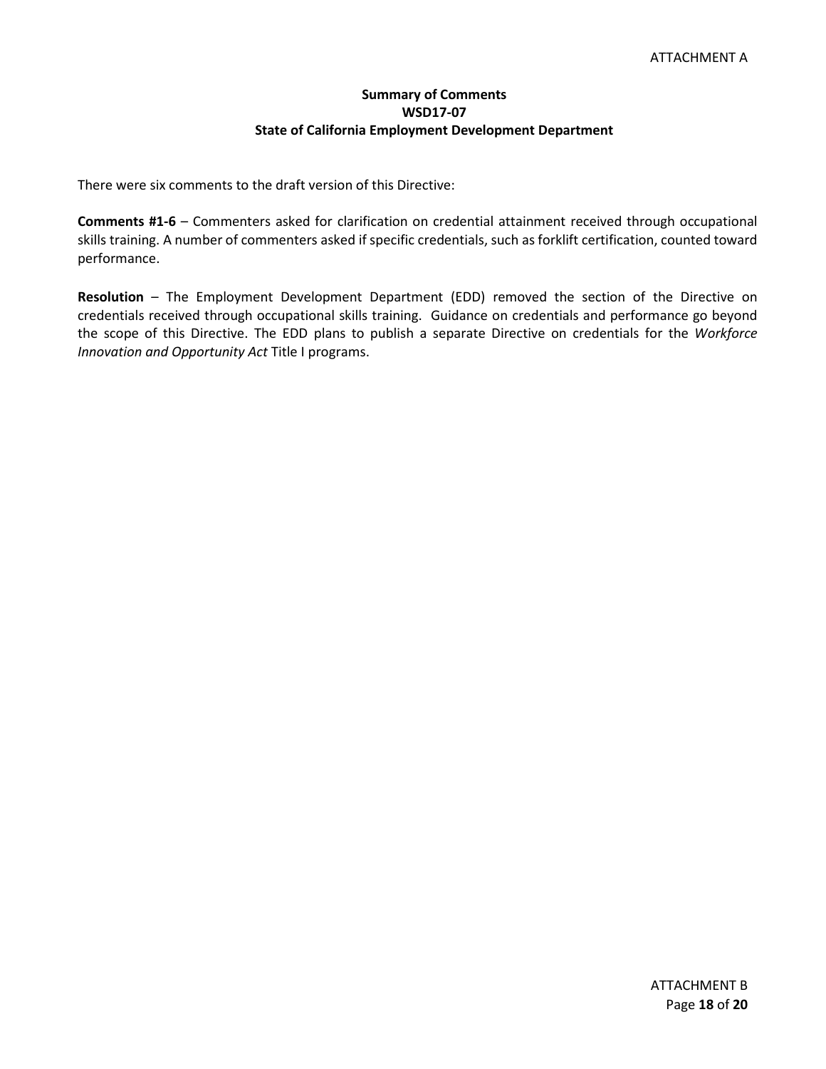ATTACHMENT A

## Summary of Comments
## WSD17-07
## State of California Employment Development Department

There were six comments to the draft version of this Directive:

**Comments #1-6** – Commenters asked for clarification on credential attainment received through occupational skills training. A number of commenters asked if specific credentials, such as forklift certification, counted toward performance.

**Resolution** – The Employment Development Department (EDD) removed the section of the Directive on credentials received through occupational skills training. Guidance on credentials and performance go beyond the scope of this Directive. The EDD plans to publish a separate Directive on credentials for the *Workforce Innovation and Opportunity Act* Title I programs.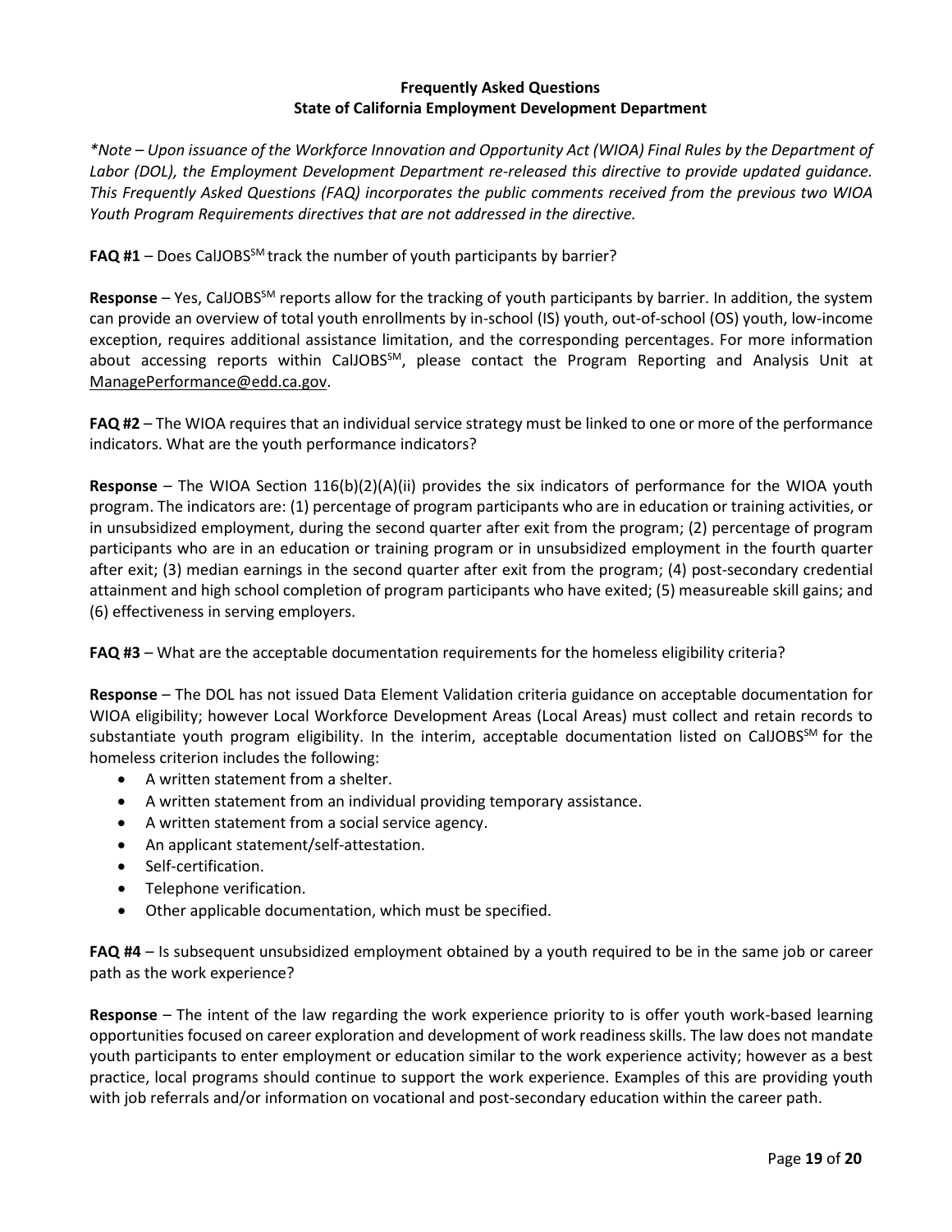**Frequently Asked Questions**
**State of California Employment Development Department**

*\*Note – Upon issuance of the Workforce Innovation and Opportunity Act (WIOA) Final Rules by the Department of Labor (DOL), the Employment Development Department re-released this directive to provide updated guidance. This Frequently Asked Questions (FAQ) incorporates the public comments received from the previous two WIOA Youth Program Requirements directives that are not addressed in the directive.*

**FAQ #1** – Does CalJOBS[SM] track the number of youth participants by barrier?

**Response** – Yes, CalJOBS[SM] reports allow for the tracking of youth participants by barrier. In addition, the system can provide an overview of total youth enrollments by in-school (IS) youth, out-of-school (OS) youth, low-income exception, requires additional assistance limitation, and the corresponding percentages. For more information about accessing reports within CalJOBS[SM], please contact the Program Reporting and Analysis Unit at ManagePerformance@edd.ca.gov.

**FAQ #2** – The WIOA requires that an individual service strategy must be linked to one or more of the performance indicators. What are the youth performance indicators?

**Response** – The WIOA Section 116(b)(2)(A)(ii) provides the six indicators of performance for the WIOA youth program. The indicators are: (1) percentage of program participants who are in education or training activities, or in unsubsidized employment, during the second quarter after exit from the program; (2) percentage of program participants who are in an education or training program or in unsubsidized employment in the fourth quarter after exit; (3) median earnings in the second quarter after exit from the program; (4) post-secondary credential attainment and high school completion of program participants who have exited; (5) measureable skill gains; and (6) effectiveness in serving employers.

**FAQ #3** – What are the acceptable documentation requirements for the homeless eligibility criteria?

**Response** – The DOL has not issued Data Element Validation criteria guidance on acceptable documentation for WIOA eligibility; however Local Workforce Development Areas (Local Areas) must collect and retain records to substantiate youth program eligibility. In the interim, acceptable documentation listed on CalJOBS[SM] for the homeless criterion includes the following:

- A written statement from a shelter.
- A written statement from an individual providing temporary assistance.
- A written statement from a social service agency.
- An applicant statement/self-attestation.
- Self-certification.
- Telephone verification.
- Other applicable documentation, which must be specified.

**FAQ #4** – Is subsequent unsubsidized employment obtained by a youth required to be in the same job or career path as the work experience?

**Response** – The intent of the law regarding the work experience priority to is offer youth work-based learning opportunities focused on career exploration and development of work readiness skills. The law does not mandate youth participants to enter employment or education similar to the work experience activity; however as a best practice, local programs should continue to support the work experience. Examples of this are providing youth with job referrals and/or information on vocational and post-secondary education within the career path.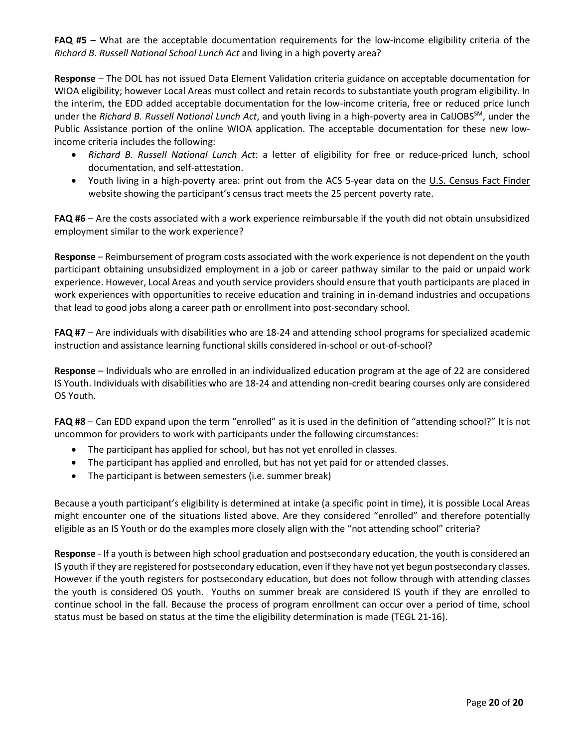**FAQ #5** – What are the acceptable documentation requirements for the low-income eligibility criteria of the *Richard B. Russell National School Lunch Act* and living in a high poverty area?

**Response** – The DOL has not issued Data Element Validation criteria guidance on acceptable documentation for WIOA eligibility; however Local Areas must collect and retain records to substantiate youth program eligibility. In the interim, the EDD added acceptable documentation for the low-income criteria, free or reduced price lunch under the *Richard B. Russell National Lunch Act*, and youth living in a high-poverty area in CalJOBS[SM], under the Public Assistance portion of the online WIOA application. The acceptable documentation for these new low-income criteria includes the following:

- *Richard B. Russell National Lunch Act*: a letter of eligibility for free or reduce-priced lunch, school documentation, and self-attestation.
- Youth living in a high-poverty area: print out from the ACS 5-year data on the U.S. Census Fact Finder website showing the participant's census tract meets the 25 percent poverty rate.

**FAQ #6** – Are the costs associated with a work experience reimbursable if the youth did not obtain unsubsidized employment similar to the work experience?

**Response** – Reimbursement of program costs associated with the work experience is not dependent on the youth participant obtaining unsubsidized employment in a job or career pathway similar to the paid or unpaid work experience. However, Local Areas and youth service providers should ensure that youth participants are placed in work experiences with opportunities to receive education and training in in-demand industries and occupations that lead to good jobs along a career path or enrollment into post-secondary school.

**FAQ #7** – Are individuals with disabilities who are 18-24 and attending school programs for specialized academic instruction and assistance learning functional skills considered in-school or out-of-school?

**Response** – Individuals who are enrolled in an individualized education program at the age of 22 are considered IS Youth. Individuals with disabilities who are 18-24 and attending non-credit bearing courses only are considered OS Youth.

**FAQ #8** – Can EDD expand upon the term "enrolled" as it is used in the definition of "attending school?" It is not uncommon for providers to work with participants under the following circumstances:

- The participant has applied for school, but has not yet enrolled in classes.
- The participant has applied and enrolled, but has not yet paid for or attended classes.
- The participant is between semesters (i.e. summer break)

Because a youth participant's eligibility is determined at intake (a specific point in time), it is possible Local Areas might encounter one of the situations listed above. Are they considered "enrolled" and therefore potentially eligible as an IS Youth or do the examples more closely align with the "not attending school" criteria?

**Response** - If a youth is between high school graduation and postsecondary education, the youth is considered an IS youth if they are registered for postsecondary education, even if they have not yet begun postsecondary classes. However if the youth registers for postsecondary education, but does not follow through with attending classes the youth is considered OS youth. Youths on summer break are considered IS youth if they are enrolled to continue school in the fall. Because the process of program enrollment can occur over a period of time, school status must be based on status at the time the eligibility determination is made (TEGL 21-16).